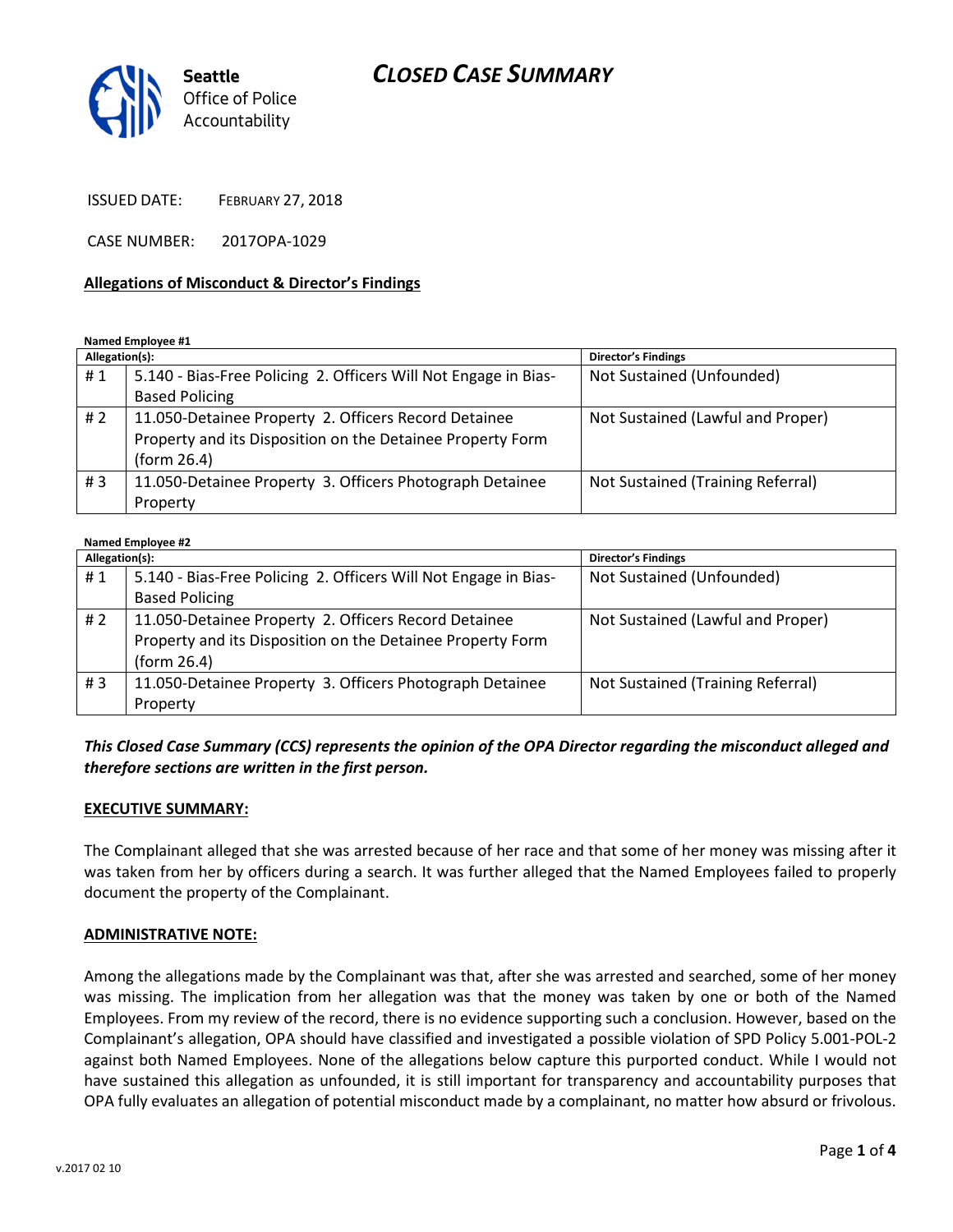Seattle Office of Police Accountability

# CLOSED CASE SUMMARY

ISSUED DATE: FEBRUARY 27, 2018

CASE NUMBER: 2017OPA-1029

## Allegations of Misconduct & Director's Findings

**Named Employee #1**

| Allegation(s): | | Director's Findings |
|---|---|---|
| # 1 | 5.140 - Bias-Free Policing 2. Officers Will Not Engage in Bias-Based Policing | Not Sustained (Unfounded) |
| # 2 | 11.050-Detainee Property 2. Officers Record Detainee Property and its Disposition on the Detainee Property Form (form 26.4) | Not Sustained (Lawful and Proper) |
| # 3 | 11.050-Detainee Property 3. Officers Photograph Detainee Property | Not Sustained (Training Referral) |

**Named Employee #2**

| Allegation(s): | | Director's Findings |
|---|---|---|
| # 1 | 5.140 - Bias-Free Policing 2. Officers Will Not Engage in Bias-Based Policing | Not Sustained (Unfounded) |
| # 2 | 11.050-Detainee Property 2. Officers Record Detainee Property and its Disposition on the Detainee Property Form (form 26.4) | Not Sustained (Lawful and Proper) |
| # 3 | 11.050-Detainee Property 3. Officers Photograph Detainee Property | Not Sustained (Training Referral) |

***This Closed Case Summary (CCS) represents the opinion of the OPA Director regarding the misconduct alleged and therefore sections are written in the first person.***

**EXECUTIVE SUMMARY:**

The Complainant alleged that she was arrested because of her race and that some of her money was missing after it was taken from her by officers during a search. It was further alleged that the Named Employees failed to properly document the property of the Complainant.

**ADMINISTRATIVE NOTE:**

Among the allegations made by the Complainant was that, after she was arrested and searched, some of her money was missing. The implication from her allegation was that the money was taken by one or both of the Named Employees. From my review of the record, there is no evidence supporting such a conclusion. However, based on the Complainant's allegation, OPA should have classified and investigated a possible violation of SPD Policy 5.001-POL-2 against both Named Employees. None of the allegations below capture this purported conduct. While I would not have sustained this allegation as unfounded, it is still important for transparency and accountability purposes that OPA fully evaluates an allegation of potential misconduct made by a complainant, no matter how absurd or frivolous.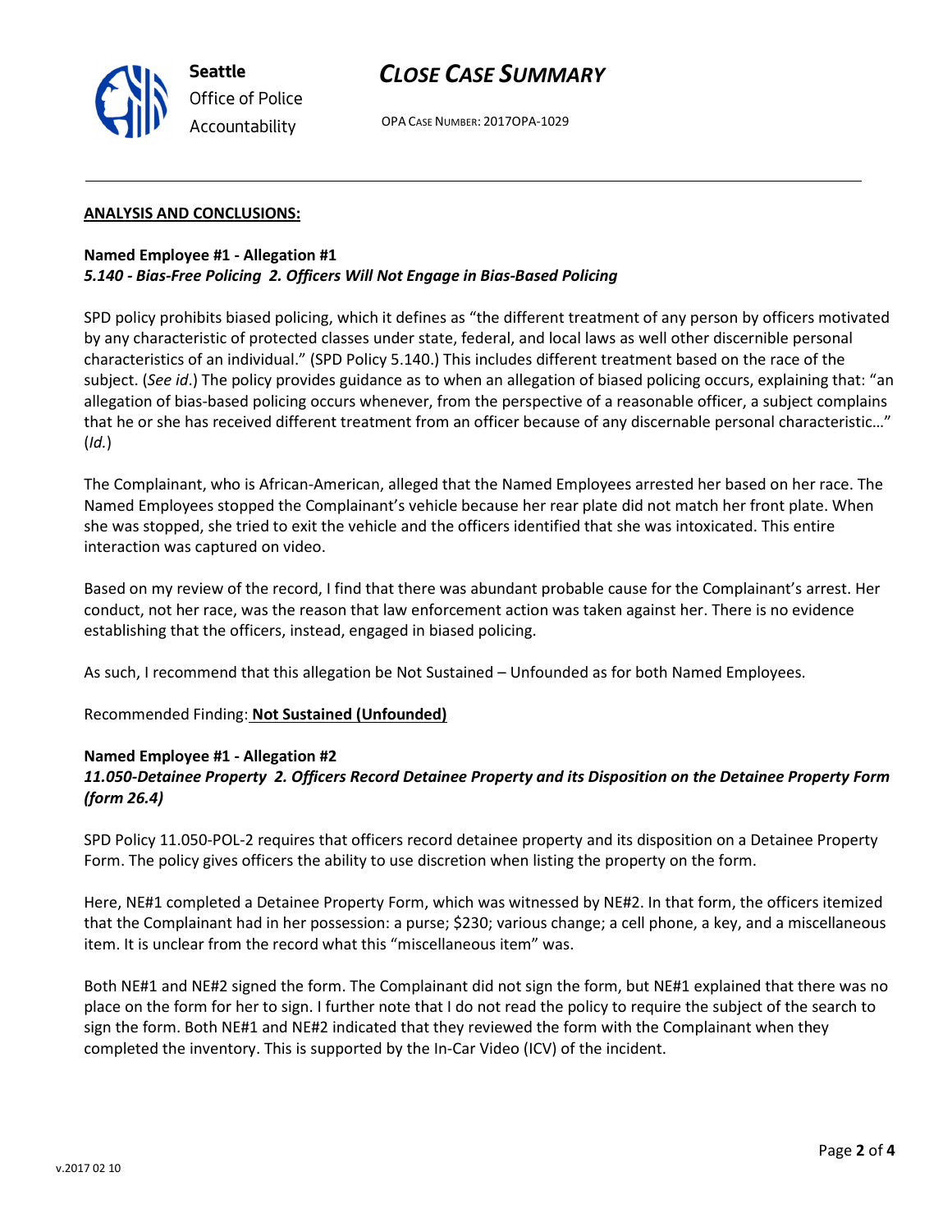## ANALYSIS AND CONCLUSIONS:

**Named Employee #1 - Allegation #1**
***5.140 - Bias-Free Policing 2. Officers Will Not Engage in Bias-Based Policing***

SPD policy prohibits biased policing, which it defines as "the different treatment of any person by officers motivated by any characteristic of protected classes under state, federal, and local laws as well other discernible personal characteristics of an individual." (SPD Policy 5.140.) This includes different treatment based on the race of the subject. (*See id*.) The policy provides guidance as to when an allegation of biased policing occurs, explaining that: "an allegation of bias-based policing occurs whenever, from the perspective of a reasonable officer, a subject complains that he or she has received different treatment from an officer because of any discernable personal characteristic…" (*Id.*)

The Complainant, who is African-American, alleged that the Named Employees arrested her based on her race. The Named Employees stopped the Complainant's vehicle because her rear plate did not match her front plate. When she was stopped, she tried to exit the vehicle and the officers identified that she was intoxicated. This entire interaction was captured on video.

Based on my review of the record, I find that there was abundant probable cause for the Complainant's arrest. Her conduct, not her race, was the reason that law enforcement action was taken against her. There is no evidence establishing that the officers, instead, engaged in biased policing.

As such, I recommend that this allegation be Not Sustained – Unfounded as for both Named Employees.

Recommended Finding: **Not Sustained (Unfounded)**

**Named Employee #1 - Allegation #2**
***11.050-Detainee Property 2. Officers Record Detainee Property and its Disposition on the Detainee Property Form (form 26.4)***

SPD Policy 11.050-POL-2 requires that officers record detainee property and its disposition on a Detainee Property Form. The policy gives officers the ability to use discretion when listing the property on the form.

Here, NE#1 completed a Detainee Property Form, which was witnessed by NE#2. In that form, the officers itemized that the Complainant had in her possession: a purse; $230; various change; a cell phone, a key, and a miscellaneous item. It is unclear from the record what this "miscellaneous item" was.

Both NE#1 and NE#2 signed the form. The Complainant did not sign the form, but NE#1 explained that there was no place on the form for her to sign. I further note that I do not read the policy to require the subject of the search to sign the form. Both NE#1 and NE#2 indicated that they reviewed the form with the Complainant when they completed the inventory. This is supported by the In-Car Video (ICV) of the incident.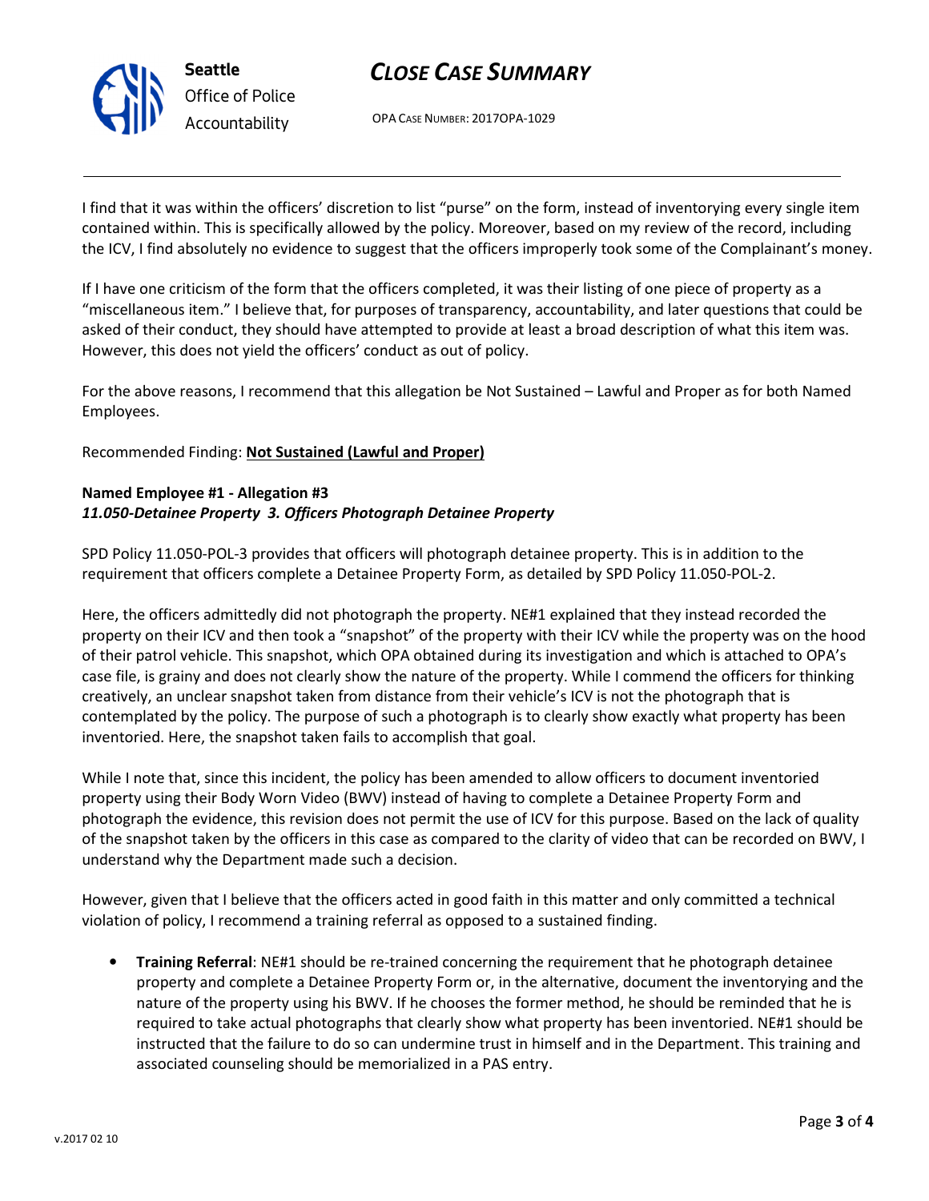I find that it was within the officers' discretion to list "purse" on the form, instead of inventorying every single item contained within. This is specifically allowed by the policy. Moreover, based on my review of the record, including the ICV, I find absolutely no evidence to suggest that the officers improperly took some of the Complainant's money.

If I have one criticism of the form that the officers completed, it was their listing of one piece of property as a "miscellaneous item." I believe that, for purposes of transparency, accountability, and later questions that could be asked of their conduct, they should have attempted to provide at least a broad description of what this item was. However, this does not yield the officers' conduct as out of policy.

For the above reasons, I recommend that this allegation be Not Sustained – Lawful and Proper as for both Named Employees.

Recommended Finding: **Not Sustained (Lawful and Proper)**

**Named Employee #1 - Allegation #3**
***11.050-Detainee Property 3. Officers Photograph Detainee Property***

SPD Policy 11.050-POL-3 provides that officers will photograph detainee property. This is in addition to the requirement that officers complete a Detainee Property Form, as detailed by SPD Policy 11.050-POL-2.

Here, the officers admittedly did not photograph the property. NE#1 explained that they instead recorded the property on their ICV and then took a "snapshot" of the property with their ICV while the property was on the hood of their patrol vehicle. This snapshot, which OPA obtained during its investigation and which is attached to OPA's case file, is grainy and does not clearly show the nature of the property. While I commend the officers for thinking creatively, an unclear snapshot taken from distance from their vehicle's ICV is not the photograph that is contemplated by the policy. The purpose of such a photograph is to clearly show exactly what property has been inventoried. Here, the snapshot taken fails to accomplish that goal.

While I note that, since this incident, the policy has been amended to allow officers to document inventoried property using their Body Worn Video (BWV) instead of having to complete a Detainee Property Form and photograph the evidence, this revision does not permit the use of ICV for this purpose. Based on the lack of quality of the snapshot taken by the officers in this case as compared to the clarity of video that can be recorded on BWV, I understand why the Department made such a decision.

However, given that I believe that the officers acted in good faith in this matter and only committed a technical violation of policy, I recommend a training referral as opposed to a sustained finding.

- **Training Referral**: NE#1 should be re-trained concerning the requirement that he photograph detainee property and complete a Detainee Property Form or, in the alternative, document the inventorying and the nature of the property using his BWV. If he chooses the former method, he should be reminded that he is required to take actual photographs that clearly show what property has been inventoried. NE#1 should be instructed that the failure to do so can undermine trust in himself and in the Department. This training and associated counseling should be memorialized in a PAS entry.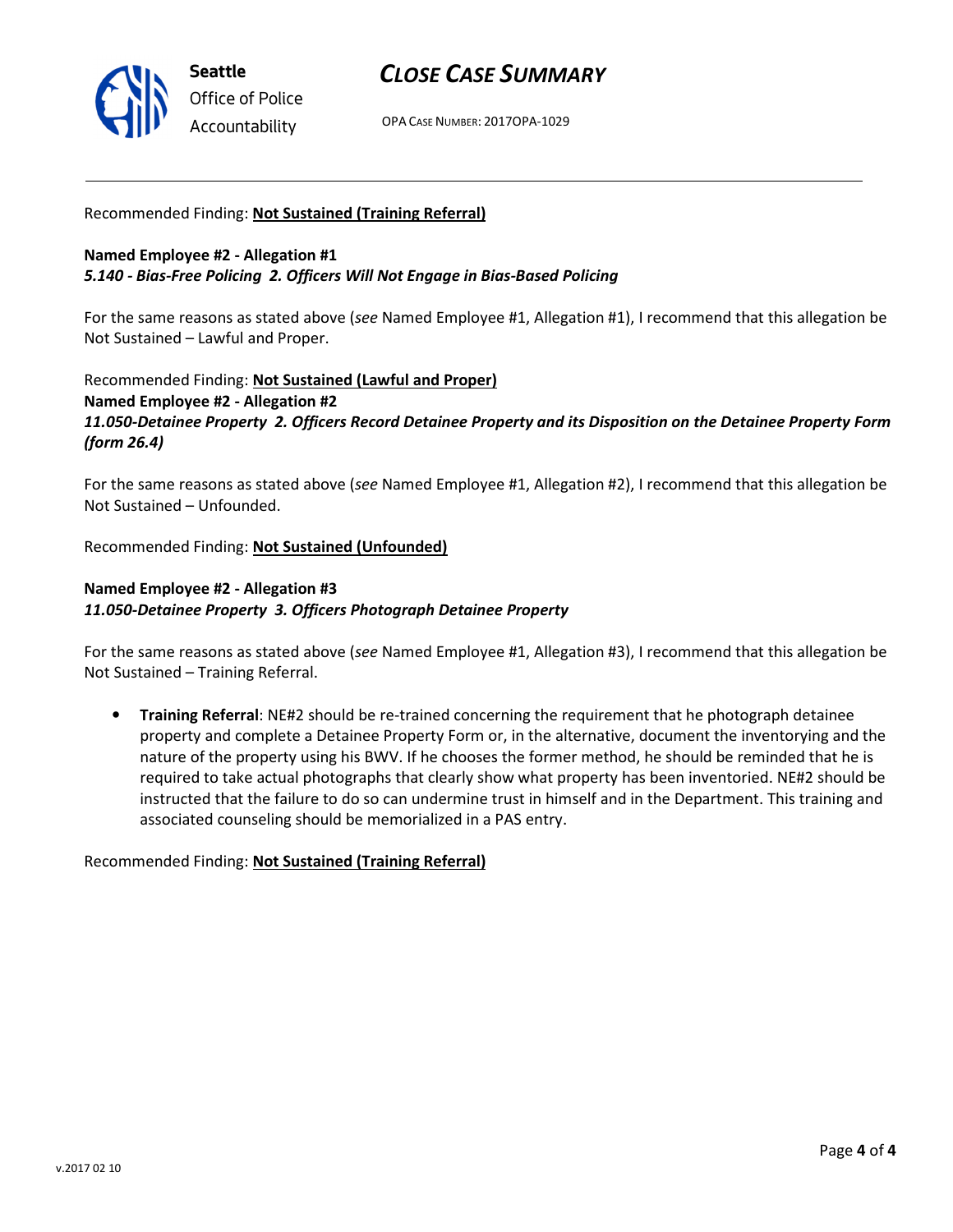Recommended Finding: **Not Sustained (Training Referral)**

**Named Employee #2 - Allegation #1**
***5.140 - Bias-Free Policing 2. Officers Will Not Engage in Bias-Based Policing***

For the same reasons as stated above (*see* Named Employee #1, Allegation #1), I recommend that this allegation be Not Sustained – Lawful and Proper.

Recommended Finding: **Not Sustained (Lawful and Proper)**

**Named Employee #2 - Allegation #2**
***11.050-Detainee Property 2. Officers Record Detainee Property and its Disposition on the Detainee Property Form (form 26.4)***

For the same reasons as stated above (*see* Named Employee #1, Allegation #2), I recommend that this allegation be Not Sustained – Unfounded.

Recommended Finding: **Not Sustained (Unfounded)**

**Named Employee #2 - Allegation #3**
***11.050-Detainee Property 3. Officers Photograph Detainee Property***

For the same reasons as stated above (*see* Named Employee #1, Allegation #3), I recommend that this allegation be Not Sustained – Training Referral.

- **Training Referral**: NE#2 should be re-trained concerning the requirement that he photograph detainee property and complete a Detainee Property Form or, in the alternative, document the inventorying and the nature of the property using his BWV. If he chooses the former method, he should be reminded that he is required to take actual photographs that clearly show what property has been inventoried. NE#2 should be instructed that the failure to do so can undermine trust in himself and in the Department. This training and associated counseling should be memorialized in a PAS entry.

Recommended Finding: **Not Sustained (Training Referral)**